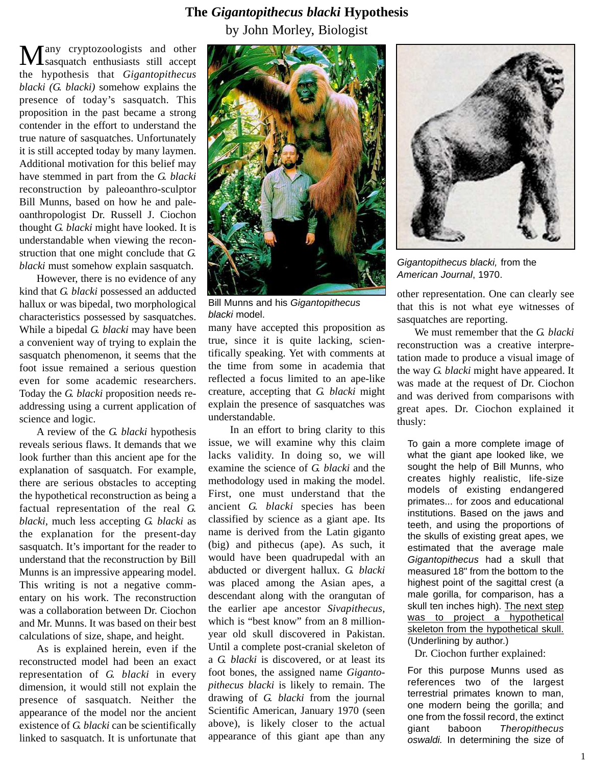# The *Gigantopithecus blacki* Hypothesis

by John Morley, Biologist

Many cryptozoologists and other sasquatch enthusiasts still accept the hypothesis that *Gigantopithecus blacki (G. blacki)* somehow explains the presence of today's sasquatch. This proposition in the past became a strong contender in the effort to understand the true nature of sasquatches. Unfortunately it is still accepted today by many laymen. Additional motivation for this belief may have stemmed in part from the *G. blacki* reconstruction by paleoanthro-sculptor Bill Munns, based on how he and paleoanthropologist Dr. Russell J. Ciochon thought *G. blacki* might have looked. It is understandable when viewing the reconstruction that one might conclude that *G. blacki* must somehow explain sasquatch.

However, there is no evidence of any kind that *G. blacki* possessed an adducted hallux or was bipedal, two morphological characteristics possessed by sasquatches. While a bipedal *G. blacki* may have been a convenient way of trying to explain the sasquatch phenomenon, it seems that the foot issue remained a serious question even for some academic researchers. Today the *G. blacki* proposition needs re-addressing using a current application of science and logic.

A review of the *G. blacki* hypothesis reveals serious flaws. It demands that we look further than this ancient ape for the explanation of sasquatch. For example, there are serious obstacles to accepting the hypothetical reconstruction as being a factual representation of the real *G. blacki*, much less accepting *G. blacki* as the explanation for the present-day sasquatch. It's important for the reader to understand that the reconstruction by Bill Munns is an impressive appearing model. This writing is not a negative commentary on his work. The reconstruction was a collaboration between Dr. Ciochon and Mr. Munns. It was based on their best calculations of size, shape, and height.

As is explained herein, even if the reconstructed model had been an exact representation of *G. blacki* in every dimension, it would still not explain the presence of sasquatch. Neither the appearance of the model nor the ancient existence of *G. blacki* can be scientifically linked to sasquatch. It is unfortunate that

Bill Munns and his *Gigantopithecus blacki* model.

many have accepted this proposition as true, since it is quite lacking, scientifically speaking. Yet with comments at the time from some in academia that reflected a focus limited to an ape-like creature, accepting that *G. blacki* might explain the presence of sasquatches was understandable.

In an effort to bring clarity to this issue, we will examine why this claim lacks validity. In doing so, we will examine the science of *G. blacki* and the methodology used in making the model. First, one must understand that the ancient *G. blacki* species has been classified by science as a giant ape. Its name is derived from the Latin giganto (big) and pithecus (ape). As such, it would have been quadrupedal with an abducted or divergent hallux. *G. blacki* was placed among the Asian apes, a descendant along with the orangutan of the earlier ape ancestor *Sivapithecus*, which is "best know" from an 8 million-year old skull discovered in Pakistan. Until a complete post-cranial skeleton of a *G. blacki* is discovered, or at least its foot bones, the assigned name *Gigantopithecus blacki* is likely to remain. The drawing of *G. blacki* from the journal Scientific American, January 1970 (seen above), is likely closer to the actual appearance of this giant ape than any

*Gigantopithecus blacki,* from the *American Journal*, 1970.

other representation. One can clearly see that this is not what eye witnesses of sasquatches are reporting.

We must remember that the *G. blacki* reconstruction was a creative interpretation made to produce a visual image of the way *G. blacki* might have appeared. It was made at the request of Dr. Ciochon and was derived from comparisons with great apes. Dr. Ciochon explained it thusly:

> To gain a more complete image of what the giant ape looked like, we sought the help of Bill Munns, who creates highly realistic, life-size models of existing endangered primates... for zoos and educational institutions. Based on the jaws and teeth, and using the proportions of the skulls of existing great apes, we estimated that the average male *Gigantopithecus* had a skull that measured 18" from the bottom to the highest point of the sagittal crest (a male gorilla, for comparison, has a skull ten inches high). <u>The next step was to project a hypothetical skeleton from the hypothetical skull.</u> (Underlining by author.)

Dr. Ciochon further explained:

> For this purpose Munns used as references two of the largest terrestrial primates known to man, one modern being the gorilla; and one from the fossil record, the extinct giant baboon *Theropithecus oswaldi.* In determining the size of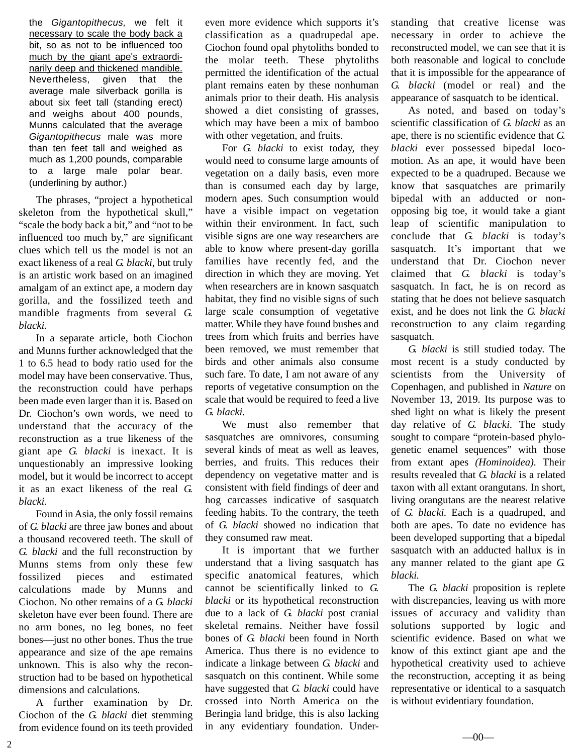the *Gigantopithecus,* we felt it necessary to scale the body back a bit, so as not to be influenced too much by the giant ape's extraordinarily deep and thickened mandible. Nevertheless, given that the average male silverback gorilla is about six feet tall (standing erect) and weighs about 400 pounds, Munns calculated that the average *Gigantopithecus* male was more than ten feet tall and weighed as much as 1,200 pounds, comparable to a large male polar bear. (underlining by author.)

The phrases, "project a hypothetical skeleton from the hypothetical skull," "scale the body back a bit," and "not to be influenced too much by," are significant clues which tell us the model is not an exact likeness of a real *G. blacki*, but truly is an artistic work based on an imagined amalgam of an extinct ape, a modern day gorilla, and the fossilized teeth and mandible fragments from several *G. blacki.*

In a separate article, both Ciochon and Munns further acknowledged that the 1 to 6.5 head to body ratio used for the model may have been conservative. Thus, the reconstruction could have perhaps been made even larger than it is. Based on Dr. Ciochon's own words, we need to understand that the accuracy of the reconstruction as a true likeness of the giant ape *G. blacki* is inexact. It is unquestionably an impressive looking model, but it would be incorrect to accept it as an exact likeness of the real *G. blacki.*

Found in Asia, the only fossil remains of *G. blacki* are three jaw bones and about a thousand recovered teeth. The skull of *G. blacki* and the full reconstruction by Munns stems from only these few fossilized pieces and estimated calculations made by Munns and Ciochon. No other remains of a *G. blacki* skeleton have ever been found. There are no arm bones, no leg bones, no feet bones—just no other bones. Thus the true appearance and size of the ape remains unknown. This is also why the reconstruction had to be based on hypothetical dimensions and calculations.

A further examination by Dr. Ciochon of the *G. blacki* diet stemming from evidence found on its teeth provided even more evidence which supports it's classification as a quadrupedal ape. Ciochon found opal phytoliths bonded to the molar teeth. These phytoliths permitted the identification of the actual plant remains eaten by these nonhuman animals prior to their death. His analysis showed a diet consisting of grasses, which may have been a mix of bamboo with other vegetation, and fruits.

For *G. blacki* to exist today, they would need to consume large amounts of vegetation on a daily basis, even more than is consumed each day by large, modern apes. Such consumption would have a visible impact on vegetation within their environment. In fact, such visible signs are one way researchers are able to know where present-day gorilla families have recently fed, and the direction in which they are moving. Yet when researchers are in known sasquatch habitat, they find no visible signs of such large scale consumption of vegetative matter. While they have found bushes and trees from which fruits and berries have been removed, we must remember that birds and other animals also consume such fare. To date, I am not aware of any reports of vegetative consumption on the scale that would be required to feed a live *G. blacki.*

We must also remember that sasquatches are omnivores, consuming several kinds of meat as well as leaves, berries, and fruits. This reduces their dependency on vegetative matter and is consistent with field findings of deer and hog carcasses indicative of sasquatch feeding habits. To the contrary, the teeth of *G. blacki* showed no indication that they consumed raw meat.

It is important that we further understand that a living sasquatch has specific anatomical features, which cannot be scientifically linked to *G. blacki* or its hypothetical reconstruction due to a lack of *G. blacki* post cranial skeletal remains. Neither have fossil bones of *G. blacki* been found in North America. Thus there is no evidence to indicate a linkage between *G. blacki* and sasquatch on this continent. While some have suggested that *G. blacki* could have crossed into North America on the Beringia land bridge, this is also lacking in any evidentiary foundation. Understanding that creative license was necessary in order to achieve the reconstructed model, we can see that it is both reasonable and logical to conclude that it is impossible for the appearance of *G. blacki* (model or real) and the appearance of sasquatch to be identical.

As noted, and based on today's scientific classification of *G. blacki* as an ape, there is no scientific evidence that *G. blacki* ever possessed bipedal locomotion. As an ape, it would have been expected to be a quadruped. Because we know that sasquatches are primarily bipedal with an adducted or non-opposing big toe, it would take a giant leap of scientific manipulation to conclude that *G. blacki* is today's sasquatch. It's important that we understand that Dr. Ciochon never claimed that *G. blacki* is today's sasquatch. In fact, he is on record as stating that he does not believe sasquatch exist, and he does not link the *G. blacki* reconstruction to any claim regarding sasquatch.

*G. blacki* is still studied today. The most recent is a study conducted by scientists from the University of Copenhagen, and published in *Nature* on November 13, 2019. Its purpose was to shed light on what is likely the present day relative of *G. blacki*. The study sought to compare "protein-based phylogenetic enamel sequences" with those from extant apes *(Hominoidea)*. Their results revealed that *G. blacki* is a related taxon with all extant orangutans. In short, living orangutans are the nearest relative of *G. blacki.* Each is a quadruped, and both are apes. To date no evidence has been developed supporting that a bipedal sasquatch with an adducted hallux is in any manner related to the giant ape *G. blacki.*

The *G. blacki* proposition is replete with discrepancies, leaving us with more issues of accuracy and validity than solutions supported by logic and scientific evidence. Based on what we know of this extinct giant ape and the hypothetical creativity used to achieve the reconstruction, accepting it as being representative or identical to a sasquatch is without evidentiary foundation.

—00—